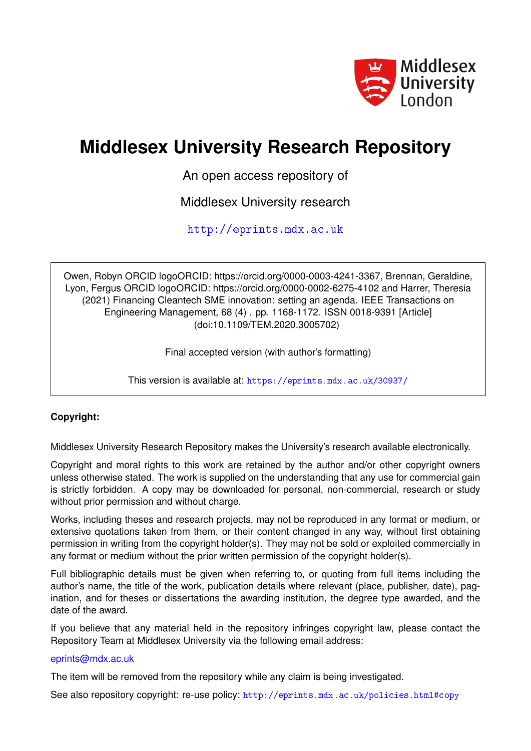Middlesex University London

# Middlesex University Research Repository

An open access repository of

Middlesex University research

http://eprints.mdx.ac.uk

Owen, Robyn ORCID logoORCID: https://orcid.org/0000-0003-4241-3367, Brennan, Geraldine, Lyon, Fergus ORCID logoORCID: https://orcid.org/0000-0002-6275-4102 and Harrer, Theresia (2021) Financing Cleantech SME innovation: setting an agenda. IEEE Transactions on Engineering Management, 68 (4) . pp. 1168-1172. ISSN 0018-9391 [Article] (doi:10.1109/TEM.2020.3005702)

Final accepted version (with author's formatting)

This version is available at: https://eprints.mdx.ac.uk/30937/

**Copyright:**

Middlesex University Research Repository makes the University's research available electronically.

Copyright and moral rights to this work are retained by the author and/or other copyright owners unless otherwise stated. The work is supplied on the understanding that any use for commercial gain is strictly forbidden. A copy may be downloaded for personal, non-commercial, research or study without prior permission and without charge.

Works, including theses and research projects, may not be reproduced in any format or medium, or extensive quotations taken from them, or their content changed in any way, without first obtaining permission in writing from the copyright holder(s). They may not be sold or exploited commercially in any format or medium without the prior written permission of the copyright holder(s).

Full bibliographic details must be given when referring to, or quoting from full items including the author's name, the title of the work, publication details where relevant (place, publisher, date), pagination, and for theses or dissertations the awarding institution, the degree type awarded, and the date of the award.

If you believe that any material held in the repository infringes copyright law, please contact the Repository Team at Middlesex University via the following email address:

eprints@mdx.ac.uk

The item will be removed from the repository while any claim is being investigated.

See also repository copyright: re-use policy: http://eprints.mdx.ac.uk/policies.html#copy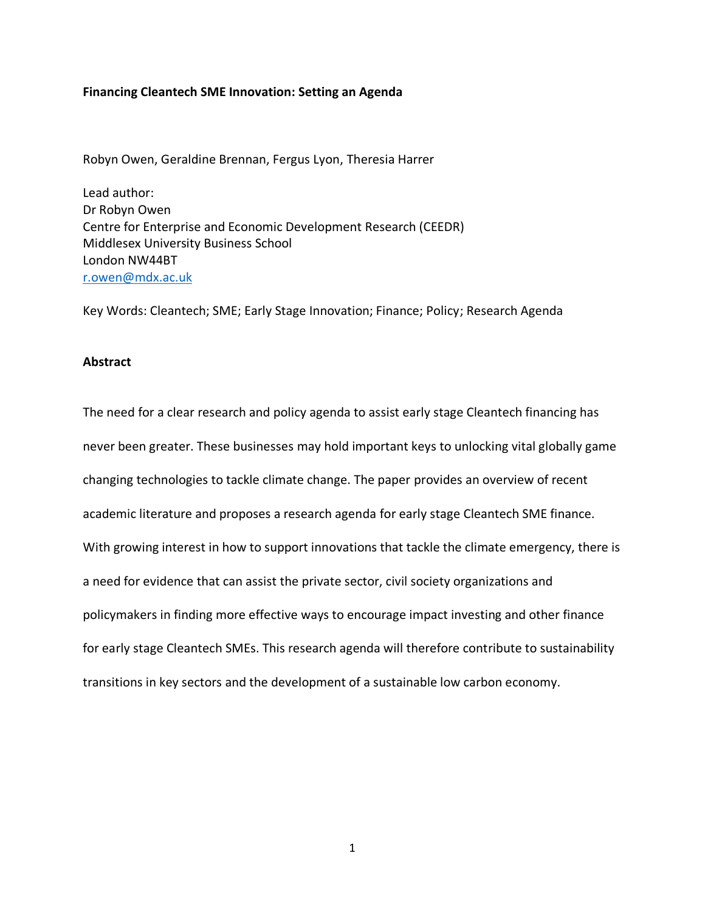**Financing Cleantech SME Innovation: Setting an Agenda**

Robyn Owen, Geraldine Brennan, Fergus Lyon, Theresia Harrer

Lead author:
Dr Robyn Owen
Centre for Enterprise and Economic Development Research (CEEDR)
Middlesex University Business School
London NW44BT
r.owen@mdx.ac.uk

Key Words: Cleantech; SME; Early Stage Innovation; Finance; Policy; Research Agenda

**Abstract**

The need for a clear research and policy agenda to assist early stage Cleantech financing has never been greater. These businesses may hold important keys to unlocking vital globally game changing technologies to tackle climate change. The paper provides an overview of recent academic literature and proposes a research agenda for early stage Cleantech SME finance. With growing interest in how to support innovations that tackle the climate emergency, there is a need for evidence that can assist the private sector, civil society organizations and policymakers in finding more effective ways to encourage impact investing and other finance for early stage Cleantech SMEs. This research agenda will therefore contribute to sustainability transitions in key sectors and the development of a sustainable low carbon economy.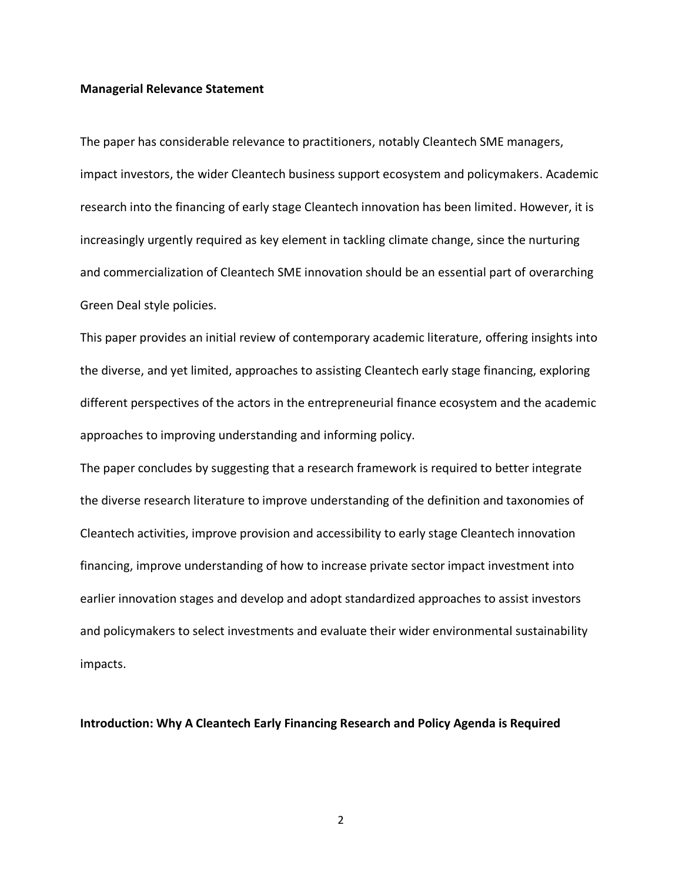**Managerial Relevance Statement**

The paper has considerable relevance to practitioners, notably Cleantech SME managers, impact investors, the wider Cleantech business support ecosystem and policymakers. Academic research into the financing of early stage Cleantech innovation has been limited. However, it is increasingly urgently required as key element in tackling climate change, since the nurturing and commercialization of Cleantech SME innovation should be an essential part of overarching Green Deal style policies.

This paper provides an initial review of contemporary academic literature, offering insights into the diverse, and yet limited, approaches to assisting Cleantech early stage financing, exploring different perspectives of the actors in the entrepreneurial finance ecosystem and the academic approaches to improving understanding and informing policy.

The paper concludes by suggesting that a research framework is required to better integrate the diverse research literature to improve understanding of the definition and taxonomies of Cleantech activities, improve provision and accessibility to early stage Cleantech innovation financing, improve understanding of how to increase private sector impact investment into earlier innovation stages and develop and adopt standardized approaches to assist investors and policymakers to select investments and evaluate their wider environmental sustainability impacts.

**Introduction: Why A Cleantech Early Financing Research and Policy Agenda is Required**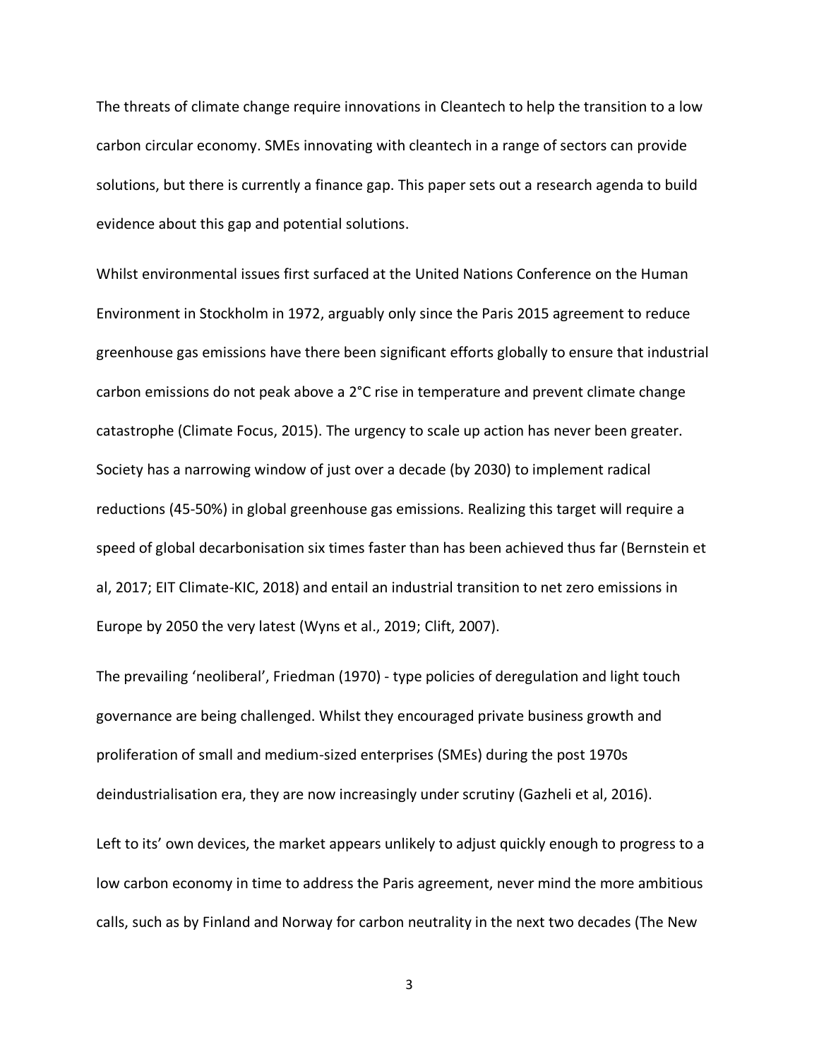The threats of climate change require innovations in Cleantech to help the transition to a low carbon circular economy. SMEs innovating with cleantech in a range of sectors can provide solutions, but there is currently a finance gap. This paper sets out a research agenda to build evidence about this gap and potential solutions.

Whilst environmental issues first surfaced at the United Nations Conference on the Human Environment in Stockholm in 1972, arguably only since the Paris 2015 agreement to reduce greenhouse gas emissions have there been significant efforts globally to ensure that industrial carbon emissions do not peak above a 2°C rise in temperature and prevent climate change catastrophe (Climate Focus, 2015). The urgency to scale up action has never been greater. Society has a narrowing window of just over a decade (by 2030) to implement radical reductions (45-50%) in global greenhouse gas emissions. Realizing this target will require a speed of global decarbonisation six times faster than has been achieved thus far (Bernstein et al, 2017; EIT Climate-KIC, 2018) and entail an industrial transition to net zero emissions in Europe by 2050 the very latest (Wyns et al., 2019; Clift, 2007).

The prevailing 'neoliberal', Friedman (1970) - type policies of deregulation and light touch governance are being challenged. Whilst they encouraged private business growth and proliferation of small and medium-sized enterprises (SMEs) during the post 1970s deindustrialisation era, they are now increasingly under scrutiny (Gazheli et al, 2016).

Left to its' own devices, the market appears unlikely to adjust quickly enough to progress to a low carbon economy in time to address the Paris agreement, never mind the more ambitious calls, such as by Finland and Norway for carbon neutrality in the next two decades (The New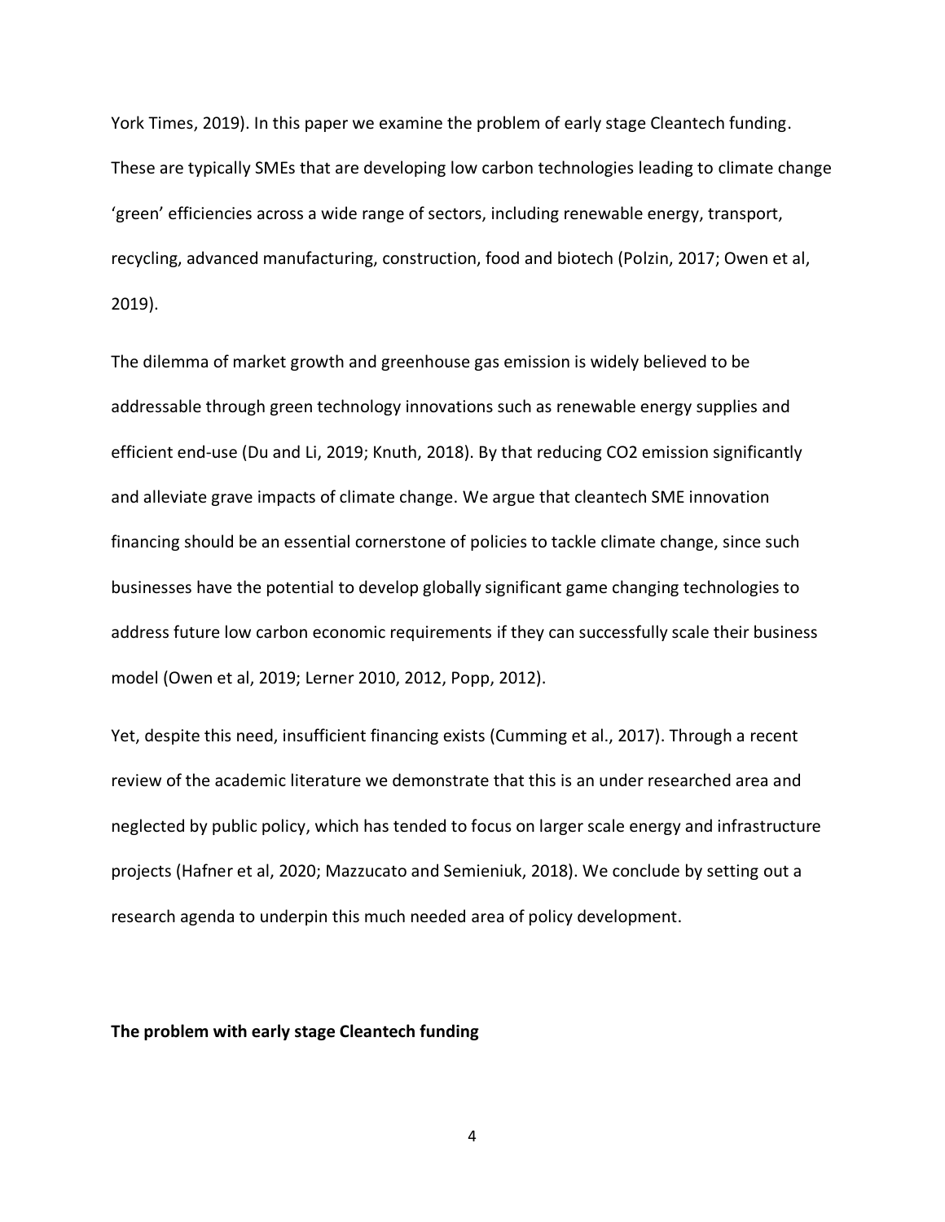York Times, 2019). In this paper we examine the problem of early stage Cleantech funding. These are typically SMEs that are developing low carbon technologies leading to climate change 'green' efficiencies across a wide range of sectors, including renewable energy, transport, recycling, advanced manufacturing, construction, food and biotech (Polzin, 2017; Owen et al, 2019).

The dilemma of market growth and greenhouse gas emission is widely believed to be addressable through green technology innovations such as renewable energy supplies and efficient end-use (Du and Li, 2019; Knuth, 2018). By that reducing $CO_2$ emission significantly and alleviate grave impacts of climate change. We argue that cleantech SME innovation financing should be an essential cornerstone of policies to tackle climate change, since such businesses have the potential to develop globally significant game changing technologies to address future low carbon economic requirements if they can successfully scale their business model (Owen et al, 2019; Lerner 2010, 2012, Popp, 2012).

Yet, despite this need, insufficient financing exists (Cumming et al., 2017). Through a recent review of the academic literature we demonstrate that this is an under researched area and neglected by public policy, which has tended to focus on larger scale energy and infrastructure projects (Hafner et al, 2020; Mazzucato and Semieniuk, 2018). We conclude by setting out a research agenda to underpin this much needed area of policy development.

**The problem with early stage Cleantech funding**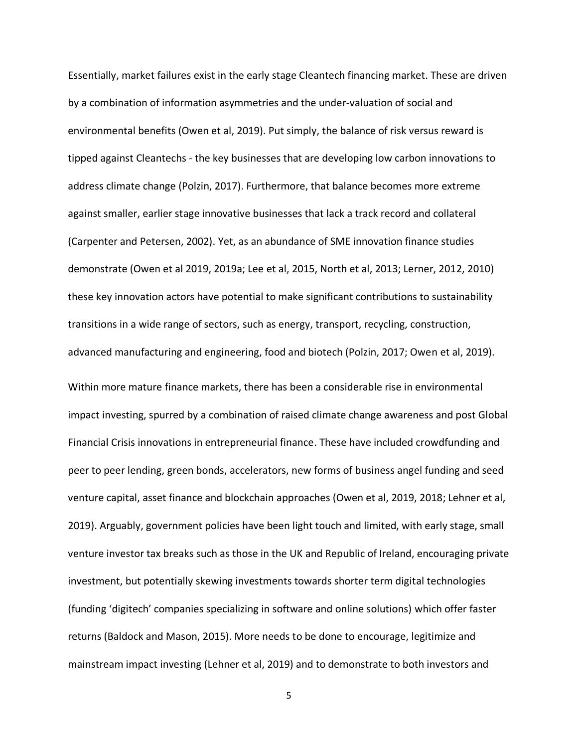Essentially, market failures exist in the early stage Cleantech financing market. These are driven by a combination of information asymmetries and the under-valuation of social and environmental benefits (Owen et al, 2019). Put simply, the balance of risk versus reward is tipped against Cleantechs - the key businesses that are developing low carbon innovations to address climate change (Polzin, 2017). Furthermore, that balance becomes more extreme against smaller, earlier stage innovative businesses that lack a track record and collateral (Carpenter and Petersen, 2002). Yet, as an abundance of SME innovation finance studies demonstrate (Owen et al 2019, 2019a; Lee et al, 2015, North et al, 2013; Lerner, 2012, 2010) these key innovation actors have potential to make significant contributions to sustainability transitions in a wide range of sectors, such as energy, transport, recycling, construction, advanced manufacturing and engineering, food and biotech (Polzin, 2017; Owen et al, 2019).

Within more mature finance markets, there has been a considerable rise in environmental impact investing, spurred by a combination of raised climate change awareness and post Global Financial Crisis innovations in entrepreneurial finance. These have included crowdfunding and peer to peer lending, green bonds, accelerators, new forms of business angel funding and seed venture capital, asset finance and blockchain approaches (Owen et al, 2019, 2018; Lehner et al, 2019). Arguably, government policies have been light touch and limited, with early stage, small venture investor tax breaks such as those in the UK and Republic of Ireland, encouraging private investment, but potentially skewing investments towards shorter term digital technologies (funding 'digitech' companies specializing in software and online solutions) which offer faster returns (Baldock and Mason, 2015). More needs to be done to encourage, legitimize and mainstream impact investing (Lehner et al, 2019) and to demonstrate to both investors and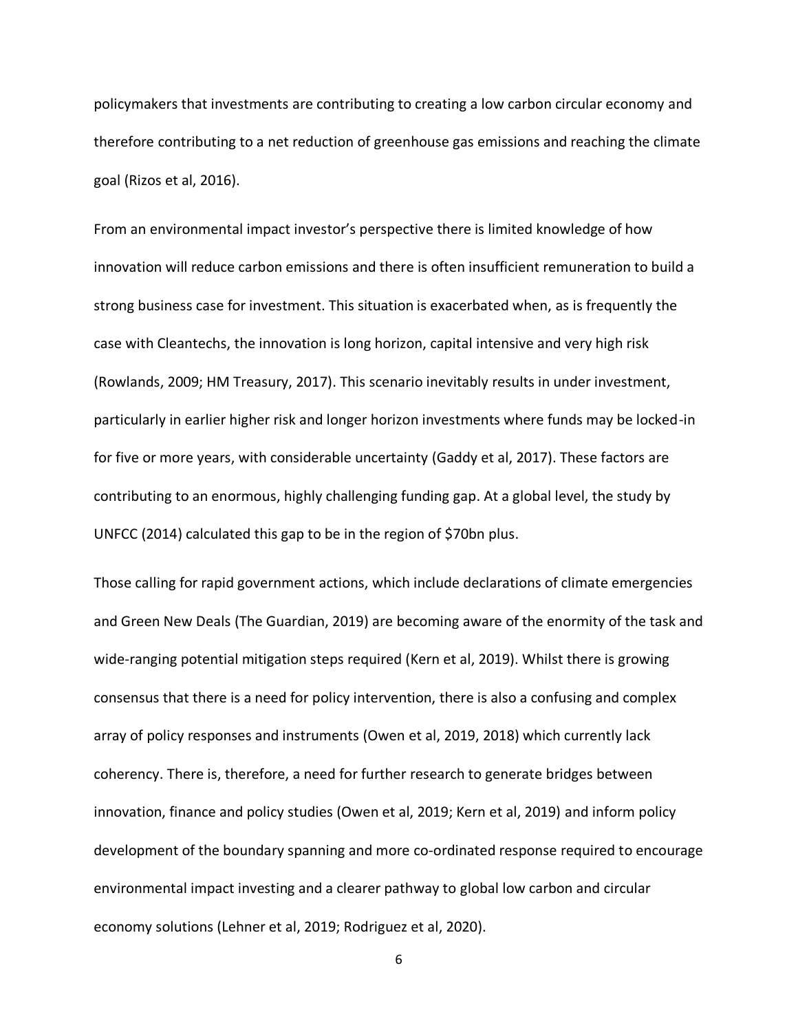policymakers that investments are contributing to creating a low carbon circular economy and therefore contributing to a net reduction of greenhouse gas emissions and reaching the climate goal (Rizos et al, 2016).

From an environmental impact investor's perspective there is limited knowledge of how innovation will reduce carbon emissions and there is often insufficient remuneration to build a strong business case for investment. This situation is exacerbated when, as is frequently the case with Cleantechs, the innovation is long horizon, capital intensive and very high risk (Rowlands, 2009; HM Treasury, 2017). This scenario inevitably results in under investment, particularly in earlier higher risk and longer horizon investments where funds may be locked-in for five or more years, with considerable uncertainty (Gaddy et al, 2017). These factors are contributing to an enormous, highly challenging funding gap. At a global level, the study by UNFCC (2014) calculated this gap to be in the region of $70bn plus.

Those calling for rapid government actions, which include declarations of climate emergencies and Green New Deals (The Guardian, 2019) are becoming aware of the enormity of the task and wide-ranging potential mitigation steps required (Kern et al, 2019). Whilst there is growing consensus that there is a need for policy intervention, there is also a confusing and complex array of policy responses and instruments (Owen et al, 2019, 2018) which currently lack coherency. There is, therefore, a need for further research to generate bridges between innovation, finance and policy studies (Owen et al, 2019; Kern et al, 2019) and inform policy development of the boundary spanning and more co-ordinated response required to encourage environmental impact investing and a clearer pathway to global low carbon and circular economy solutions (Lehner et al, 2019; Rodriguez et al, 2020).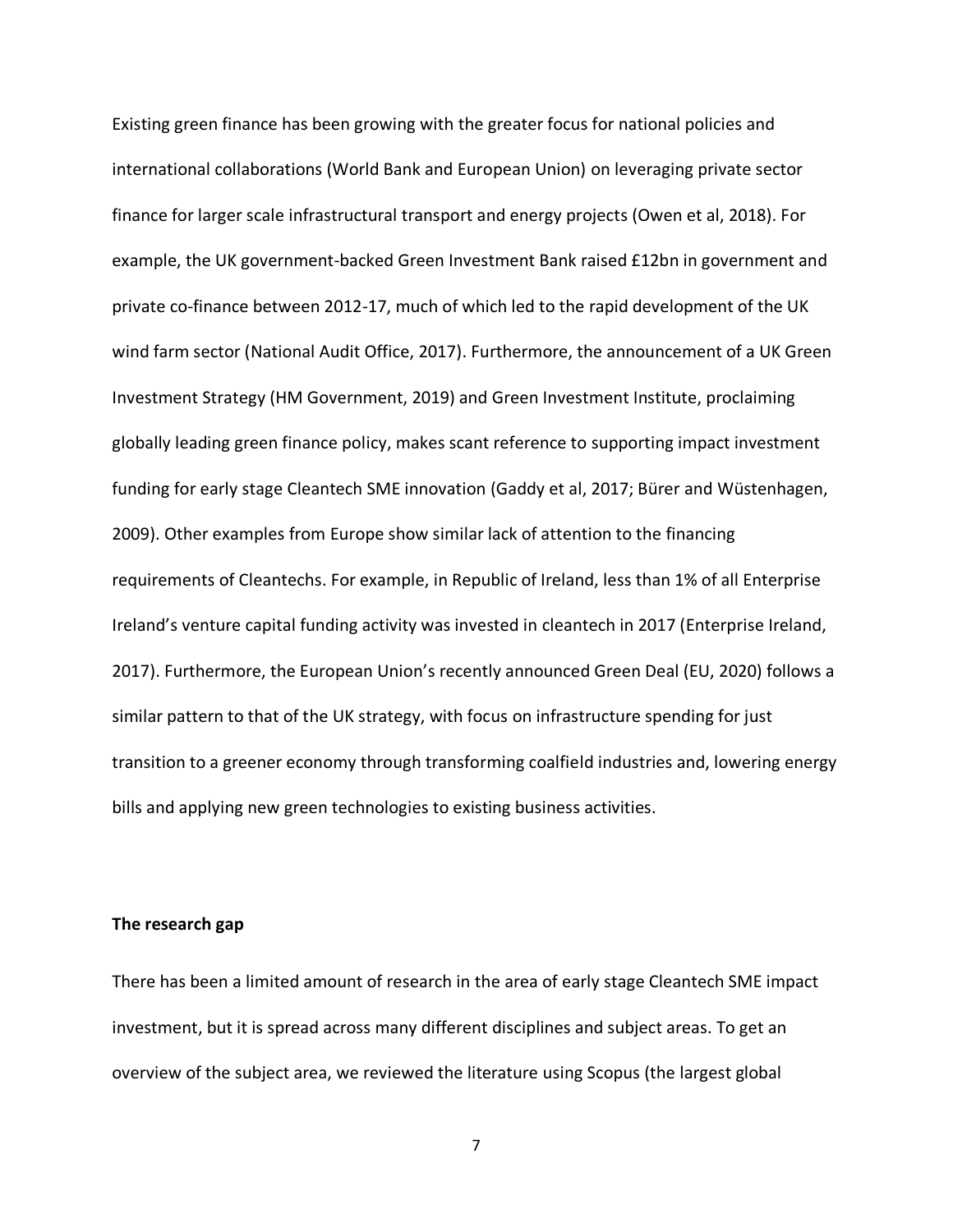Existing green finance has been growing with the greater focus for national policies and international collaborations (World Bank and European Union) on leveraging private sector finance for larger scale infrastructural transport and energy projects (Owen et al, 2018). For example, the UK government-backed Green Investment Bank raised £12bn in government and private co-finance between 2012-17, much of which led to the rapid development of the UK wind farm sector (National Audit Office, 2017). Furthermore, the announcement of a UK Green Investment Strategy (HM Government, 2019) and Green Investment Institute, proclaiming globally leading green finance policy, makes scant reference to supporting impact investment funding for early stage Cleantech SME innovation (Gaddy et al, 2017; Bürer and Wüstenhagen, 2009). Other examples from Europe show similar lack of attention to the financing requirements of Cleantechs. For example, in Republic of Ireland, less than 1% of all Enterprise Ireland's venture capital funding activity was invested in cleantech in 2017 (Enterprise Ireland, 2017). Furthermore, the European Union's recently announced Green Deal (EU, 2020) follows a similar pattern to that of the UK strategy, with focus on infrastructure spending for just transition to a greener economy through transforming coalfield industries and, lowering energy bills and applying new green technologies to existing business activities.

**The research gap**

There has been a limited amount of research in the area of early stage Cleantech SME impact investment, but it is spread across many different disciplines and subject areas. To get an overview of the subject area, we reviewed the literature using Scopus (the largest global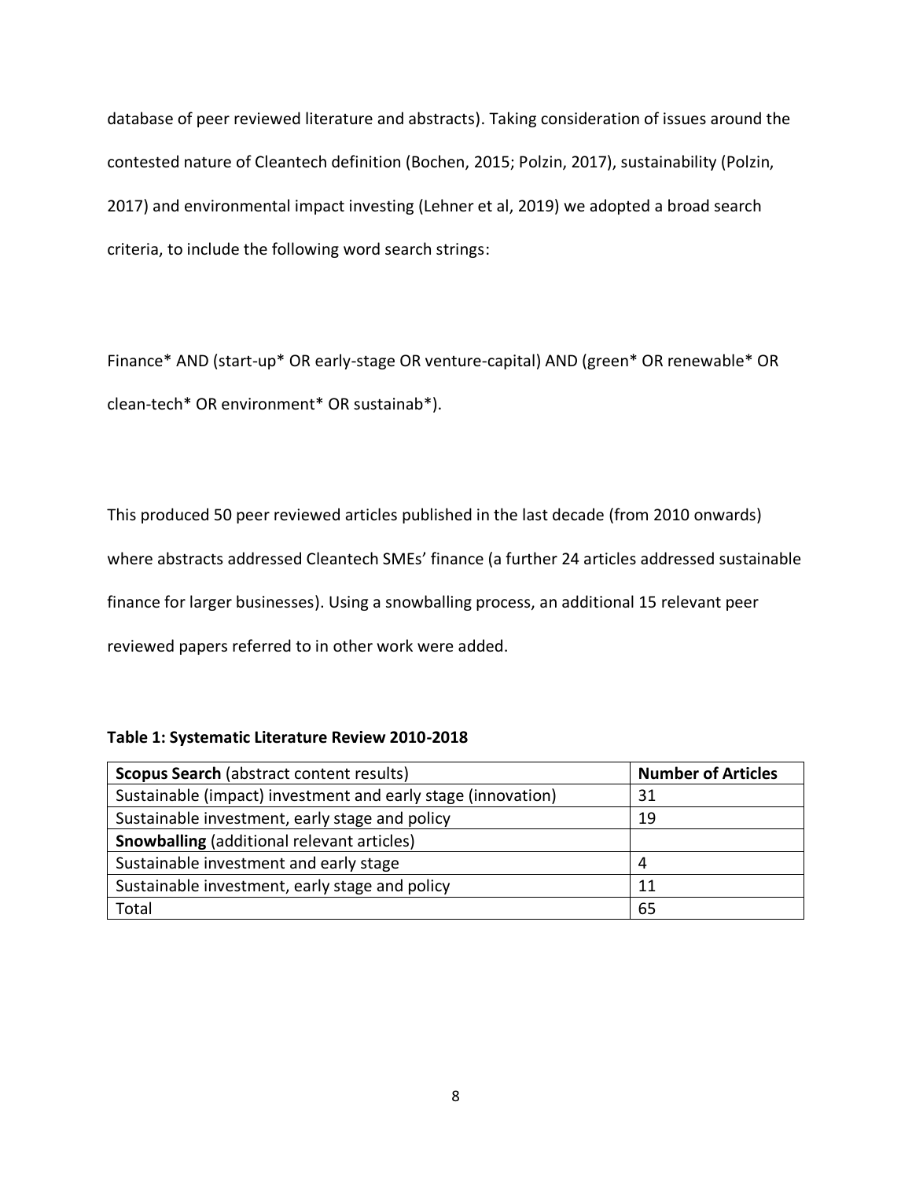database of peer reviewed literature and abstracts). Taking consideration of issues around the contested nature of Cleantech definition (Bochen, 2015; Polzin, 2017), sustainability (Polzin, 2017) and environmental impact investing (Lehner et al, 2019) we adopted a broad search criteria, to include the following word search strings:

Finance* AND (start-up* OR early-stage OR venture-capital) AND (green* OR renewable* OR clean-tech* OR environment* OR sustainab*).

This produced 50 peer reviewed articles published in the last decade (from 2010 onwards) where abstracts addressed Cleantech SMEs' finance (a further 24 articles addressed sustainable finance for larger businesses). Using a snowballing process, an additional 15 relevant peer reviewed papers referred to in other work were added.

**Table 1: Systematic Literature Review 2010-2018**

| **Scopus Search** (abstract content results) | **Number of Articles** |
| --- | --- |
| Sustainable (impact) investment and early stage (innovation) | 31 |
| Sustainable investment, early stage and policy | 19 |
| **Snowballing** (additional relevant articles) | |
| Sustainable investment and early stage | 4 |
| Sustainable investment, early stage and policy | 11 |
| Total | 65 |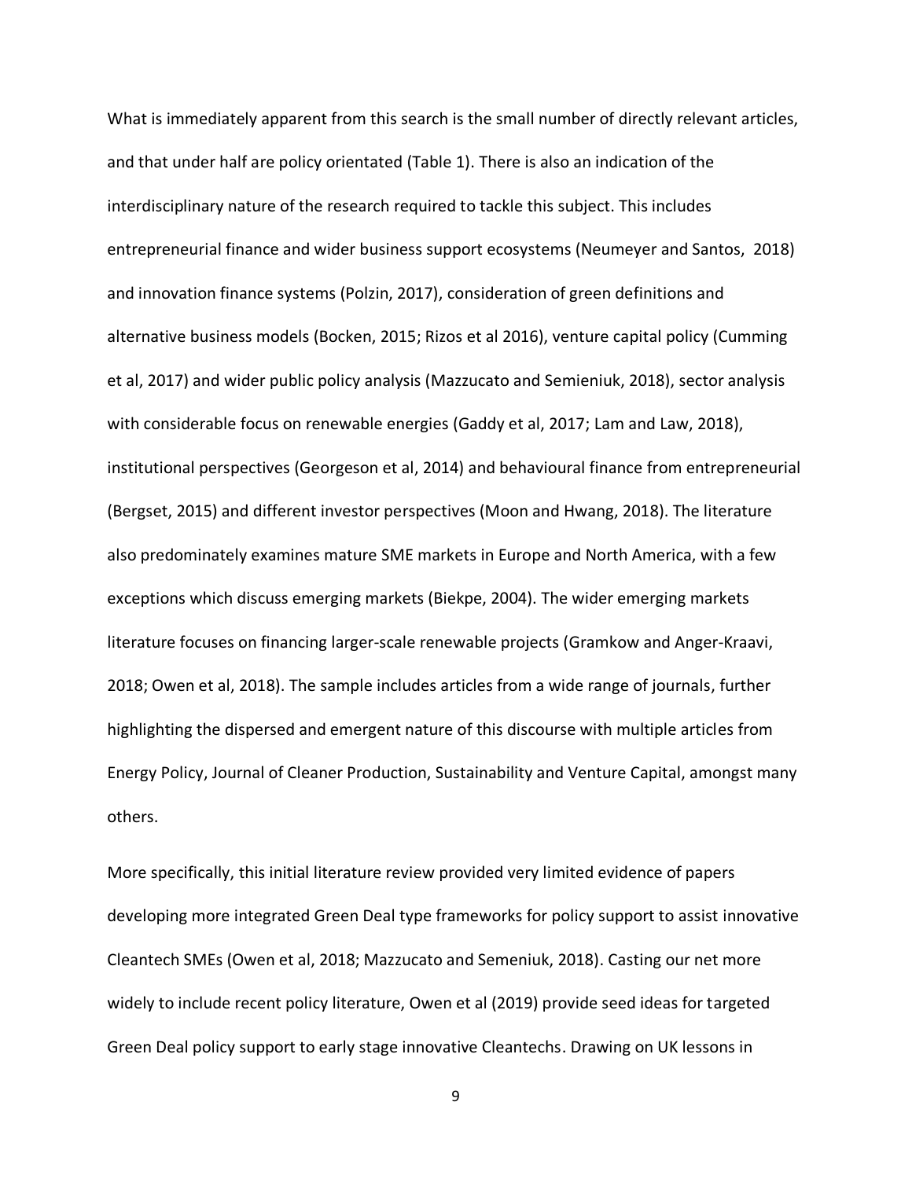What is immediately apparent from this search is the small number of directly relevant articles, and that under half are policy orientated (Table 1). There is also an indication of the interdisciplinary nature of the research required to tackle this subject. This includes entrepreneurial finance and wider business support ecosystems (Neumeyer and Santos, 2018) and innovation finance systems (Polzin, 2017), consideration of green definitions and alternative business models (Bocken, 2015; Rizos et al 2016), venture capital policy (Cumming et al, 2017) and wider public policy analysis (Mazzucato and Semieniuk, 2018), sector analysis with considerable focus on renewable energies (Gaddy et al, 2017; Lam and Law, 2018), institutional perspectives (Georgeson et al, 2014) and behavioural finance from entrepreneurial (Bergset, 2015) and different investor perspectives (Moon and Hwang, 2018). The literature also predominately examines mature SME markets in Europe and North America, with a few exceptions which discuss emerging markets (Biekpe, 2004). The wider emerging markets literature focuses on financing larger-scale renewable projects (Gramkow and Anger-Kraavi, 2018; Owen et al, 2018). The sample includes articles from a wide range of journals, further highlighting the dispersed and emergent nature of this discourse with multiple articles from Energy Policy, Journal of Cleaner Production, Sustainability and Venture Capital, amongst many others.

More specifically, this initial literature review provided very limited evidence of papers developing more integrated Green Deal type frameworks for policy support to assist innovative Cleantech SMEs (Owen et al, 2018; Mazzucato and Semeniuk, 2018). Casting our net more widely to include recent policy literature, Owen et al (2019) provide seed ideas for targeted Green Deal policy support to early stage innovative Cleantechs. Drawing on UK lessons in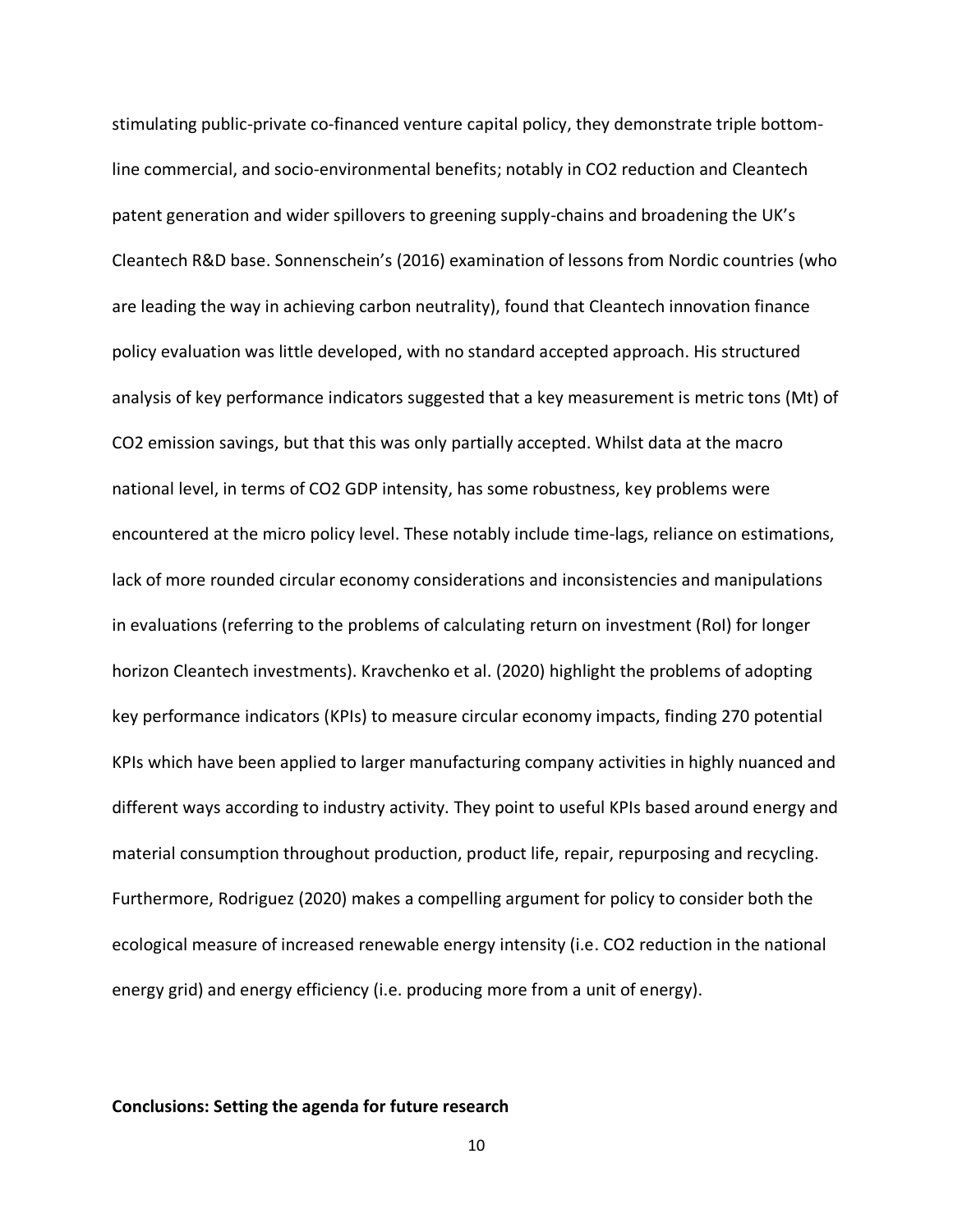stimulating public-private co-financed venture capital policy, they demonstrate triple bottom-line commercial, and socio-environmental benefits; notably in $CO_2$ reduction and Cleantech patent generation and wider spillovers to greening supply-chains and broadening the UK's Cleantech R&D base. Sonnenschein's (2016) examination of lessons from Nordic countries (who are leading the way in achieving carbon neutrality), found that Cleantech innovation finance policy evaluation was little developed, with no standard accepted approach. His structured analysis of key performance indicators suggested that a key measurement is metric tons (Mt) of $CO_2$ emission savings, but that this was only partially accepted. Whilst data at the macro national level, in terms of $CO_2$ GDP intensity, has some robustness, key problems were encountered at the micro policy level. These notably include time-lags, reliance on estimations, lack of more rounded circular economy considerations and inconsistencies and manipulations in evaluations (referring to the problems of calculating return on investment (RoI) for longer horizon Cleantech investments). Kravchenko et al. (2020) highlight the problems of adopting key performance indicators (KPIs) to measure circular economy impacts, finding 270 potential KPIs which have been applied to larger manufacturing company activities in highly nuanced and different ways according to industry activity. They point to useful KPIs based around energy and material consumption throughout production, product life, repair, repurposing and recycling. Furthermore, Rodriguez (2020) makes a compelling argument for policy to consider both the ecological measure of increased renewable energy intensity (i.e. $CO_2$ reduction in the national energy grid) and energy efficiency (i.e. producing more from a unit of energy).

## Conclusions: Setting the agenda for future research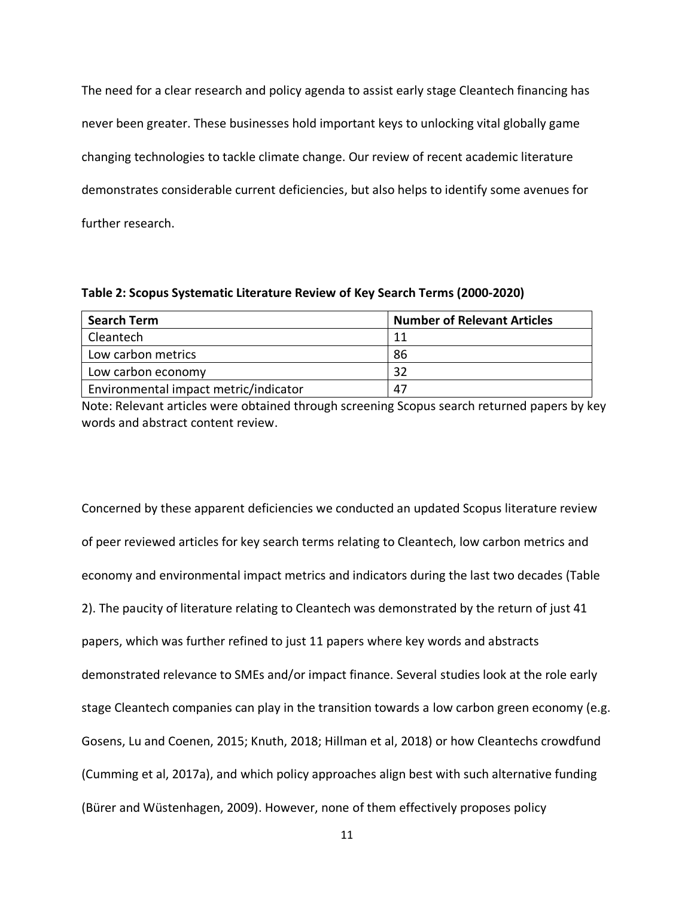The need for a clear research and policy agenda to assist early stage Cleantech financing has never been greater. These businesses hold important keys to unlocking vital globally game changing technologies to tackle climate change. Our review of recent academic literature demonstrates considerable current deficiencies, but also helps to identify some avenues for further research.

**Table 2: Scopus Systematic Literature Review of Key Search Terms (2000-2020)**

| Search Term | Number of Relevant Articles |
|---|---|
| Cleantech | 11 |
| Low carbon metrics | 86 |
| Low carbon economy | 32 |
| Environmental impact metric/indicator | 47 |

Note: Relevant articles were obtained through screening Scopus search returned papers by key words and abstract content review.

Concerned by these apparent deficiencies we conducted an updated Scopus literature review of peer reviewed articles for key search terms relating to Cleantech, low carbon metrics and economy and environmental impact metrics and indicators during the last two decades (Table 2). The paucity of literature relating to Cleantech was demonstrated by the return of just 41 papers, which was further refined to just 11 papers where key words and abstracts demonstrated relevance to SMEs and/or impact finance. Several studies look at the role early stage Cleantech companies can play in the transition towards a low carbon green economy (e.g. Gosens, Lu and Coenen, 2015; Knuth, 2018; Hillman et al, 2018) or how Cleantechs crowdfund (Cumming et al, 2017a), and which policy approaches align best with such alternative funding (Bürer and Wüstenhagen, 2009). However, none of them effectively proposes policy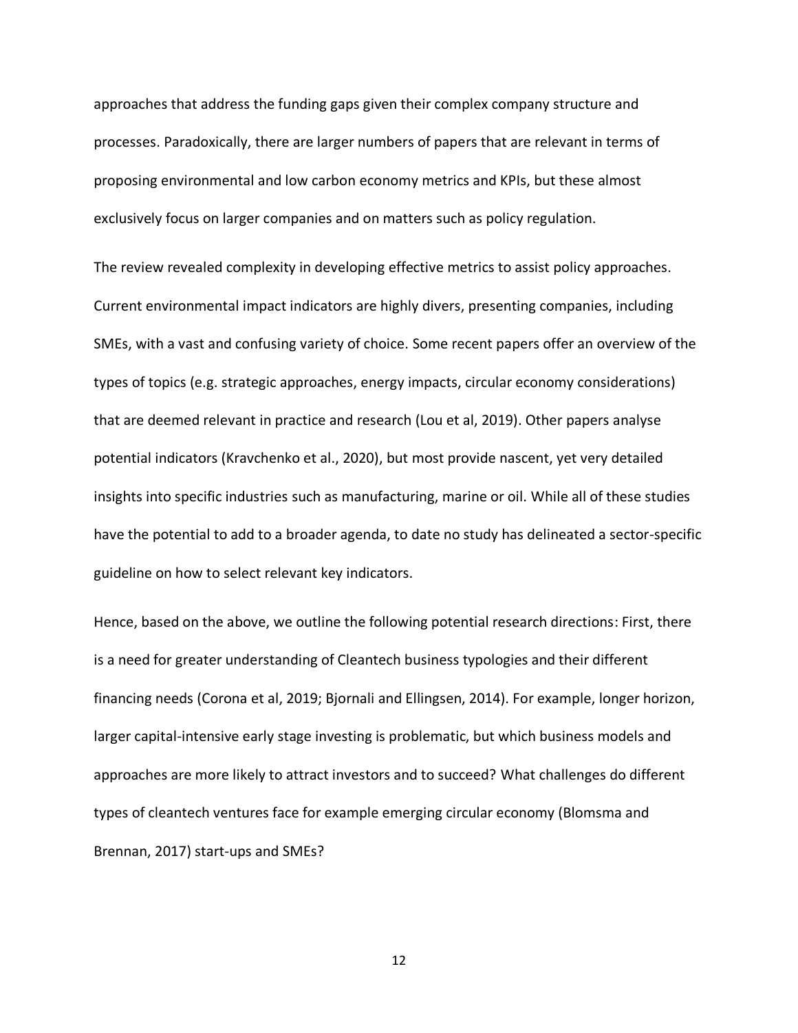approaches that address the funding gaps given their complex company structure and processes. Paradoxically, there are larger numbers of papers that are relevant in terms of proposing environmental and low carbon economy metrics and KPIs, but these almost exclusively focus on larger companies and on matters such as policy regulation.

The review revealed complexity in developing effective metrics to assist policy approaches. Current environmental impact indicators are highly divers, presenting companies, including SMEs, with a vast and confusing variety of choice. Some recent papers offer an overview of the types of topics (e.g. strategic approaches, energy impacts, circular economy considerations) that are deemed relevant in practice and research (Lou et al, 2019). Other papers analyse potential indicators (Kravchenko et al., 2020), but most provide nascent, yet very detailed insights into specific industries such as manufacturing, marine or oil. While all of these studies have the potential to add to a broader agenda, to date no study has delineated a sector-specific guideline on how to select relevant key indicators.

Hence, based on the above, we outline the following potential research directions: First, there is a need for greater understanding of Cleantech business typologies and their different financing needs (Corona et al, 2019; Bjornali and Ellingsen, 2014). For example, longer horizon, larger capital-intensive early stage investing is problematic, but which business models and approaches are more likely to attract investors and to succeed? What challenges do different types of cleantech ventures face for example emerging circular economy (Blomsma and Brennan, 2017) start-ups and SMEs?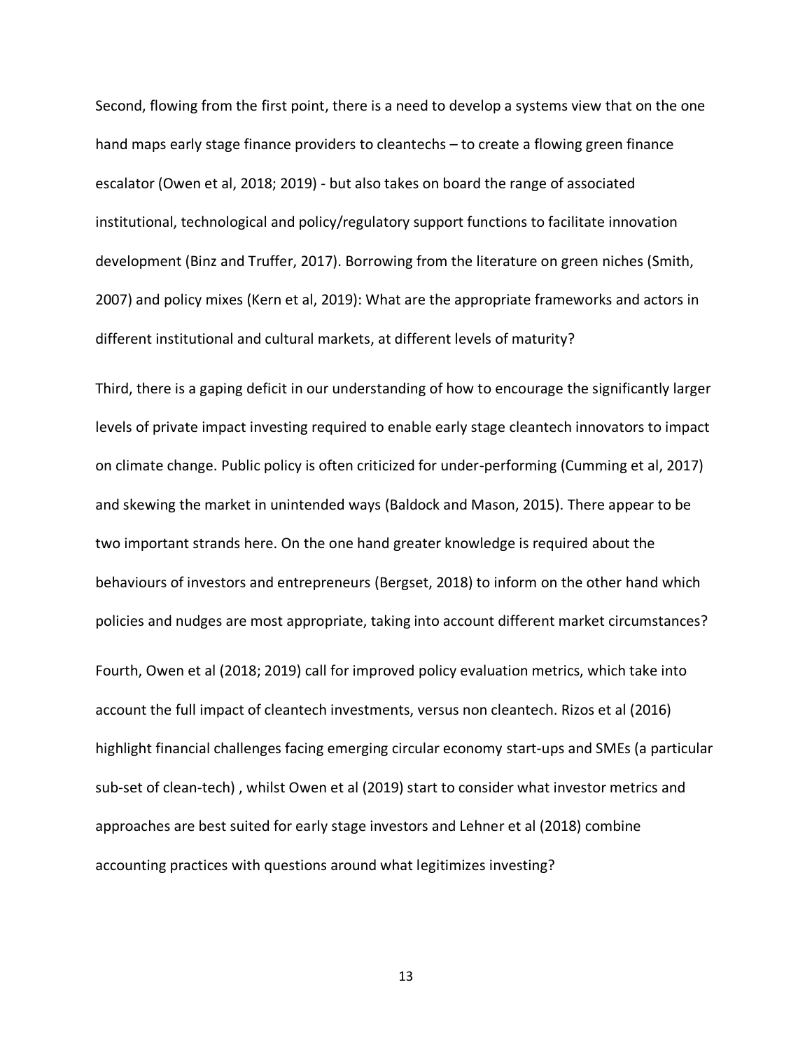Second, flowing from the first point, there is a need to develop a systems view that on the one hand maps early stage finance providers to cleantechs – to create a flowing green finance escalator (Owen et al, 2018; 2019) - but also takes on board the range of associated institutional, technological and policy/regulatory support functions to facilitate innovation development (Binz and Truffer, 2017). Borrowing from the literature on green niches (Smith, 2007) and policy mixes (Kern et al, 2019): What are the appropriate frameworks and actors in different institutional and cultural markets, at different levels of maturity?

Third, there is a gaping deficit in our understanding of how to encourage the significantly larger levels of private impact investing required to enable early stage cleantech innovators to impact on climate change. Public policy is often criticized for under-performing (Cumming et al, 2017) and skewing the market in unintended ways (Baldock and Mason, 2015). There appear to be two important strands here. On the one hand greater knowledge is required about the behaviours of investors and entrepreneurs (Bergset, 2018) to inform on the other hand which policies and nudges are most appropriate, taking into account different market circumstances?

Fourth, Owen et al (2018; 2019) call for improved policy evaluation metrics, which take into account the full impact of cleantech investments, versus non cleantech. Rizos et al (2016) highlight financial challenges facing emerging circular economy start-ups and SMEs (a particular sub-set of clean-tech) , whilst Owen et al (2019) start to consider what investor metrics and approaches are best suited for early stage investors and Lehner et al (2018) combine accounting practices with questions around what legitimizes investing?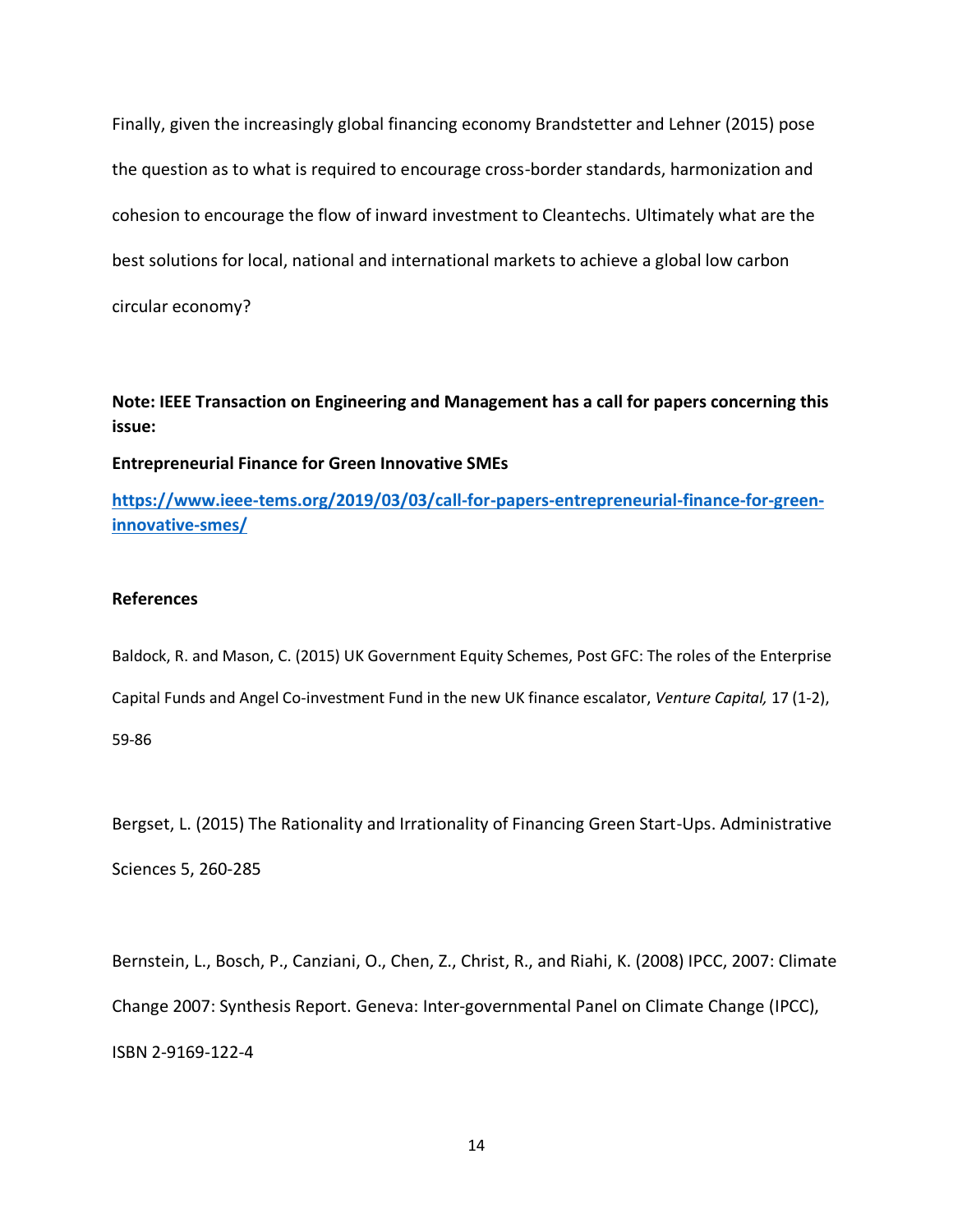Finally, given the increasingly global financing economy Brandstetter and Lehner (2015) pose the question as to what is required to encourage cross-border standards, harmonization and cohesion to encourage the flow of inward investment to Cleantechs. Ultimately what are the best solutions for local, national and international markets to achieve a global low carbon circular economy?

**Note: IEEE Transaction on Engineering and Management has a call for papers concerning this issue:**

**Entrepreneurial Finance for Green Innovative SMEs**

**[https://www.ieee-tems.org/2019/03/03/call-for-papers-entrepreneurial-finance-for-green-innovative-smes/](https://www.ieee-tems.org/2019/03/03/call-for-papers-entrepreneurial-finance-for-green-innovative-smes/)**

## References

Baldock, R. and Mason, C. (2015) UK Government Equity Schemes, Post GFC: The roles of the Enterprise Capital Funds and Angel Co-investment Fund in the new UK finance escalator, *Venture Capital,* 17 (1-2), 59-86

Bergset, L. (2015) The Rationality and Irrationality of Financing Green Start-Ups. Administrative Sciences 5, 260-285

Bernstein, L., Bosch, P., Canziani, O., Chen, Z., Christ, R., and Riahi, K. (2008) IPCC, 2007: Climate Change 2007: Synthesis Report. Geneva: Inter-governmental Panel on Climate Change (IPCC), ISBN 2-9169-122-4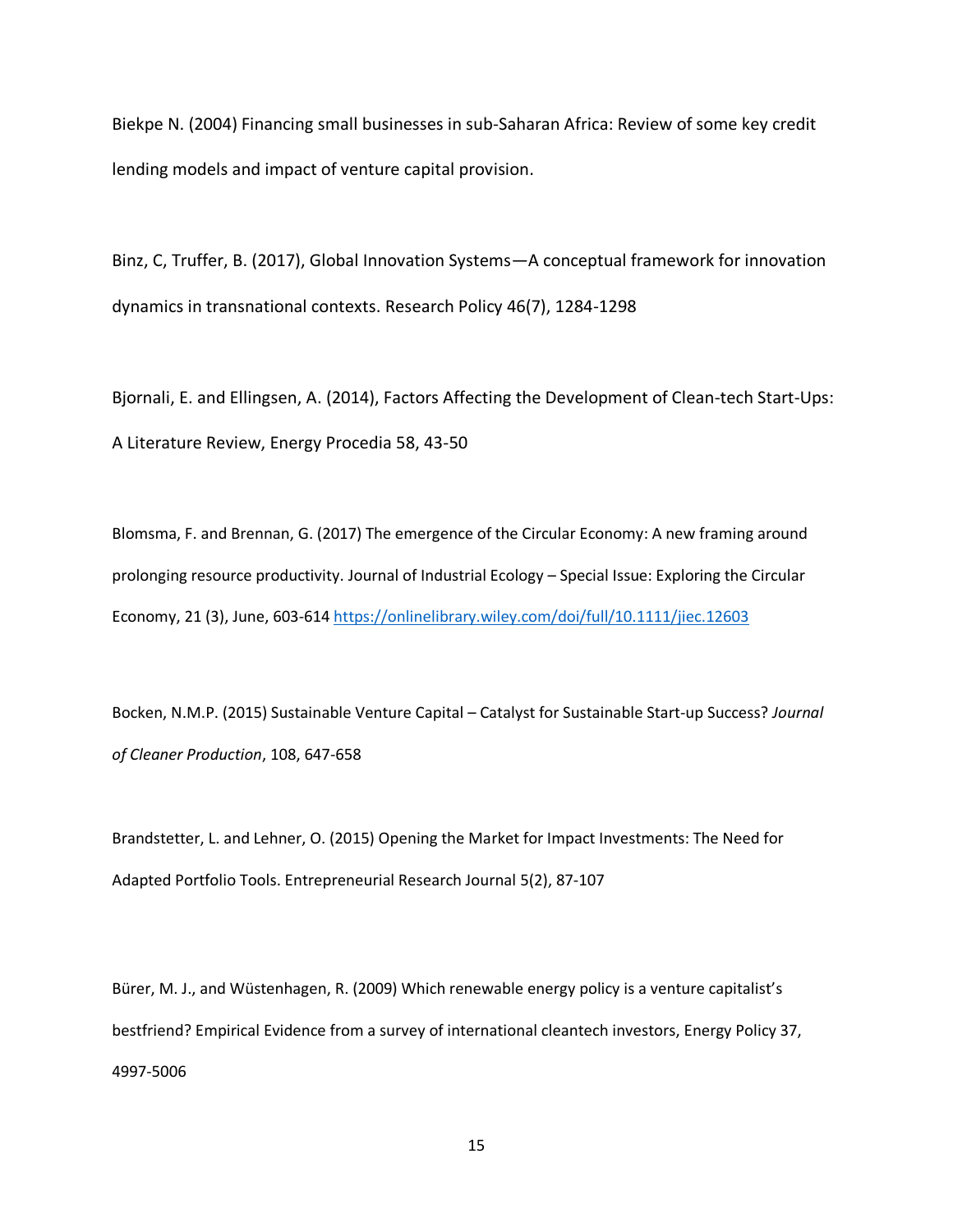Biekpe N. (2004) Financing small businesses in sub-Saharan Africa: Review of some key credit lending models and impact of venture capital provision.

Binz, C, Truffer, B. (2017), Global Innovation Systems—A conceptual framework for innovation dynamics in transnational contexts. Research Policy 46(7), 1284-1298

Bjornali, E. and Ellingsen, A. (2014), Factors Affecting the Development of Clean-tech Start-Ups: A Literature Review, Energy Procedia 58, 43-50

Blomsma, F. and Brennan, G. (2017) The emergence of the Circular Economy: A new framing around prolonging resource productivity. Journal of Industrial Ecology – Special Issue: Exploring the Circular Economy, 21 (3), June, 603-614 https://onlinelibrary.wiley.com/doi/full/10.1111/jiec.12603

Bocken, N.M.P. (2015) Sustainable Venture Capital – Catalyst for Sustainable Start-up Success? *Journal of Cleaner Production*, 108, 647-658

Brandstetter, L. and Lehner, O. (2015) Opening the Market for Impact Investments: The Need for Adapted Portfolio Tools. Entrepreneurial Research Journal 5(2), 87-107

Bürer, M. J., and Wüstenhagen, R. (2009) Which renewable energy policy is a venture capitalist's bestfriend? Empirical Evidence from a survey of international cleantech investors, Energy Policy 37, 4997-5006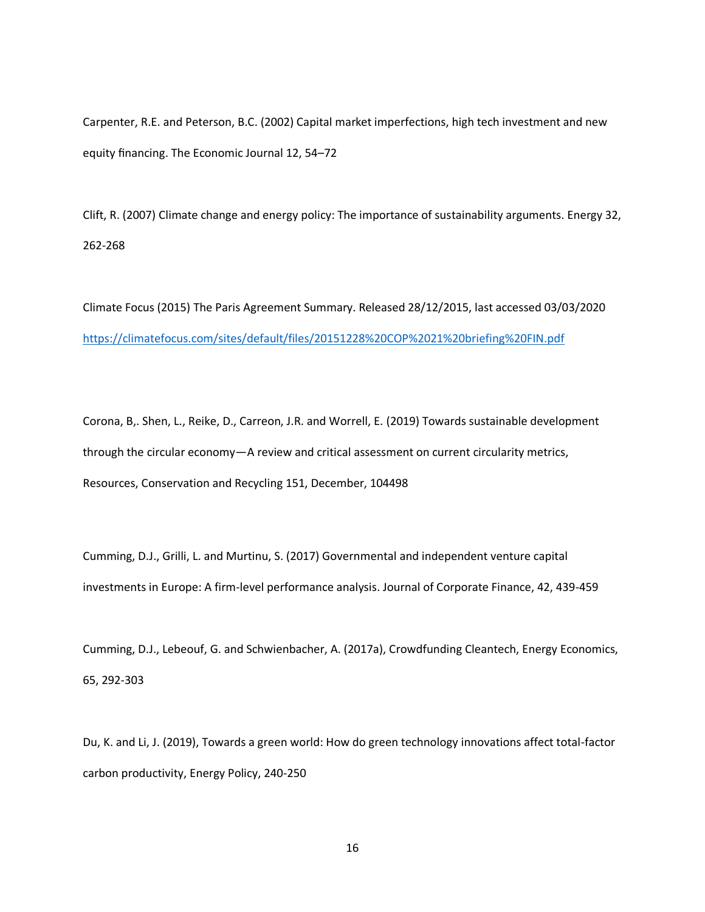Carpenter, R.E. and Peterson, B.C. (2002) Capital market imperfections, high tech investment and new equity financing. The Economic Journal 12, 54–72

Clift, R. (2007) Climate change and energy policy: The importance of sustainability arguments. Energy 32, 262-268

Climate Focus (2015) The Paris Agreement Summary. Released 28/12/2015, last accessed 03/03/2020 https://climatefocus.com/sites/default/files/20151228%20COP%2021%20briefing%20FIN.pdf

Corona, B,. Shen, L., Reike, D., Carreon, J.R. and Worrell, E. (2019) Towards sustainable development through the circular economy—A review and critical assessment on current circularity metrics, Resources, Conservation and Recycling 151, December, 104498

Cumming, D.J., Grilli, L. and Murtinu, S. (2017) Governmental and independent venture capital investments in Europe: A firm-level performance analysis. Journal of Corporate Finance, 42, 439-459

Cumming, D.J., Lebeouf, G. and Schwienbacher, A. (2017a), Crowdfunding Cleantech, Energy Economics, 65, 292-303

Du, K. and Li, J. (2019), Towards a green world: How do green technology innovations affect total-factor carbon productivity, Energy Policy, 240-250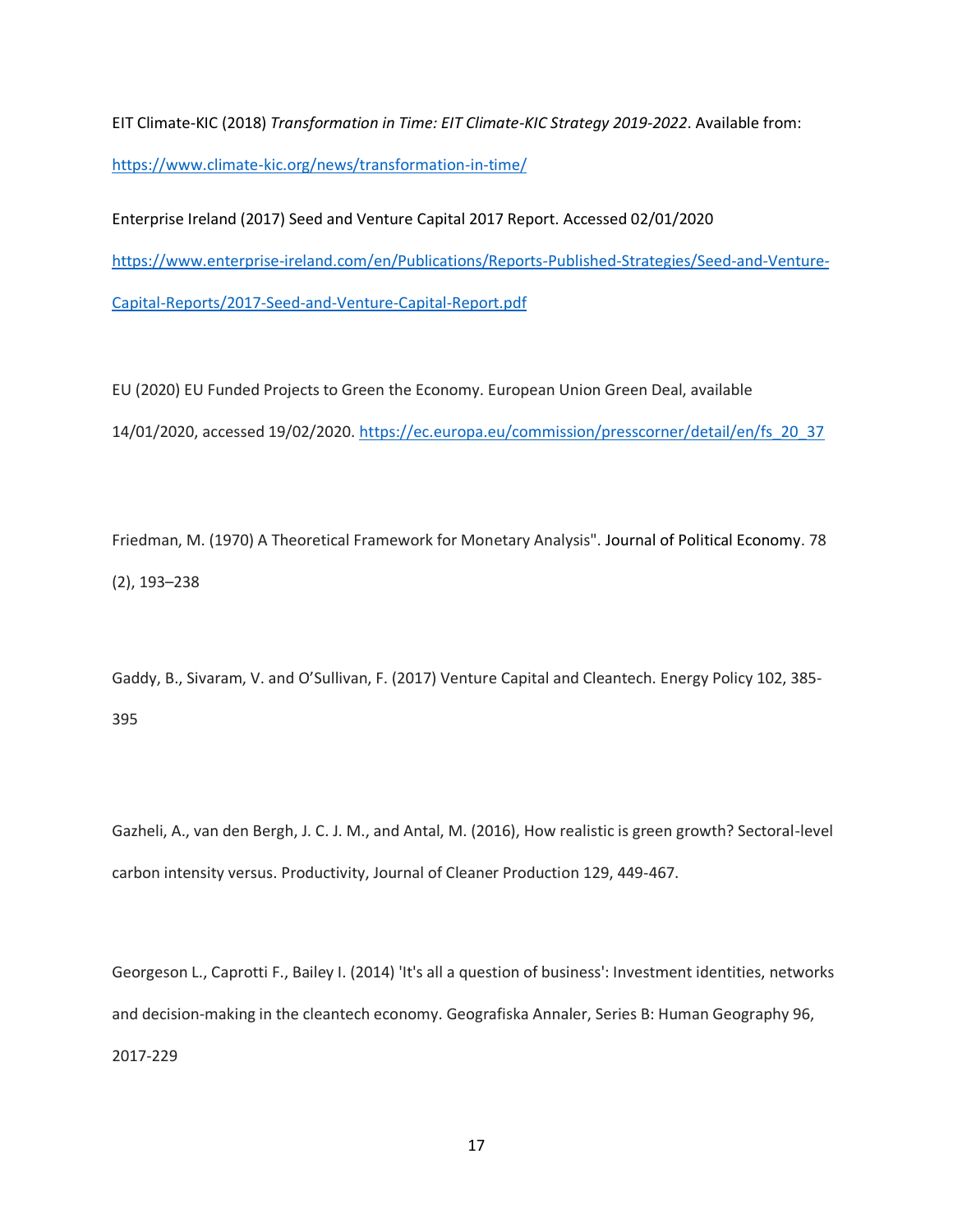EIT Climate-KIC (2018) *Transformation in Time: EIT Climate-KIC Strategy 2019-2022*. Available from: https://www.climate-kic.org/news/transformation-in-time/

Enterprise Ireland (2017) Seed and Venture Capital 2017 Report. Accessed 02/01/2020 https://www.enterprise-ireland.com/en/Publications/Reports-Published-Strategies/Seed-and-Venture-Capital-Reports/2017-Seed-and-Venture-Capital-Report.pdf

EU (2020) EU Funded Projects to Green the Economy. European Union Green Deal, available 14/01/2020, accessed 19/02/2020. https://ec.europa.eu/commission/presscorner/detail/en/fs_20_37

Friedman, M. (1970) A Theoretical Framework for Monetary Analysis". Journal of Political Economy. 78 (2), 193–238

Gaddy, B., Sivaram, V. and O'Sullivan, F. (2017) Venture Capital and Cleantech. Energy Policy 102, 385-395

Gazheli, A., van den Bergh, J. C. J. M., and Antal, M. (2016), How realistic is green growth? Sectoral-level carbon intensity versus. Productivity, Journal of Cleaner Production 129, 449-467.

Georgeson L., Caprotti F., Bailey I. (2014) 'It's all a question of business': Investment identities, networks and decision-making in the cleantech economy. Geografiska Annaler, Series B: Human Geography 96, 2017-229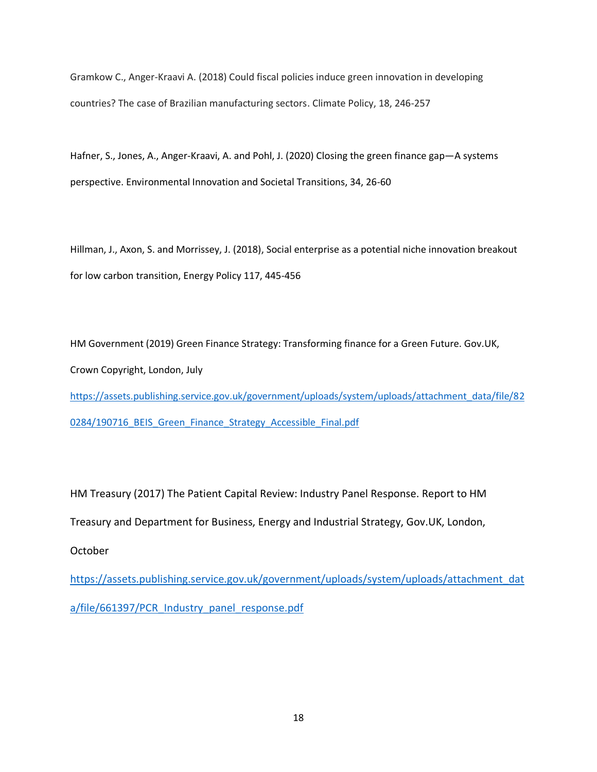Gramkow C., Anger-Kraavi A. (2018) Could fiscal policies induce green innovation in developing countries? The case of Brazilian manufacturing sectors. Climate Policy, 18, 246-257

Hafner, S., Jones, A., Anger-Kraavi, A. and Pohl, J. (2020) Closing the green finance gap—A systems perspective. Environmental Innovation and Societal Transitions, 34, 26-60

Hillman, J., Axon, S. and Morrissey, J. (2018), Social enterprise as a potential niche innovation breakout for low carbon transition, Energy Policy 117, 445-456

HM Government (2019) Green Finance Strategy: Transforming finance for a Green Future. Gov.UK, Crown Copyright, London, July
https://assets.publishing.service.gov.uk/government/uploads/system/uploads/attachment_data/file/820284/190716_BEIS_Green_Finance_Strategy_Accessible_Final.pdf

HM Treasury (2017) The Patient Capital Review: Industry Panel Response. Report to HM Treasury and Department for Business, Energy and Industrial Strategy, Gov.UK, London, October
https://assets.publishing.service.gov.uk/government/uploads/system/uploads/attachment_data/file/661397/PCR_Industry_panel_response.pdf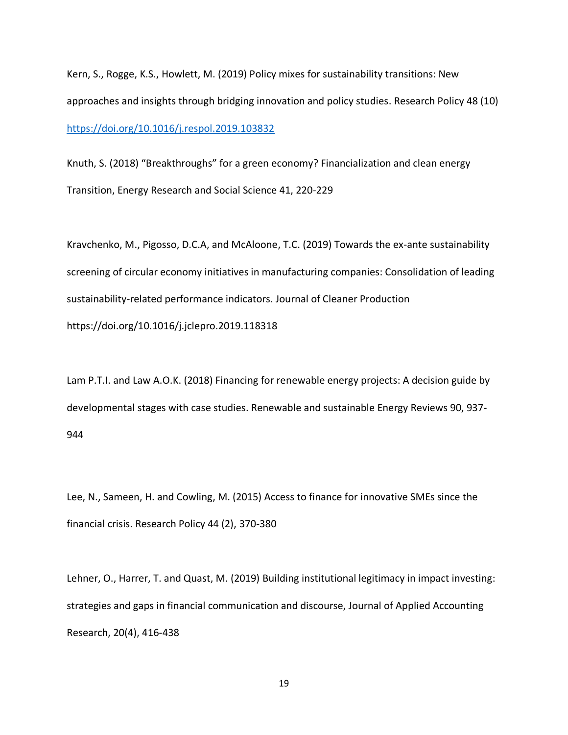Kern, S., Rogge, K.S., Howlett, M. (2019) Policy mixes for sustainability transitions: New approaches and insights through bridging innovation and policy studies. Research Policy 48 (10) https://doi.org/10.1016/j.respol.2019.103832

Knuth, S. (2018) "Breakthroughs" for a green economy? Financialization and clean energy Transition, Energy Research and Social Science 41, 220-229

Kravchenko, M., Pigosso, D.C.A, and McAloone, T.C. (2019) Towards the ex-ante sustainability screening of circular economy initiatives in manufacturing companies: Consolidation of leading sustainability-related performance indicators. Journal of Cleaner Production https://doi.org/10.1016/j.jclepro.2019.118318

Lam P.T.I. and Law A.O.K. (2018) Financing for renewable energy projects: A decision guide by developmental stages with case studies. Renewable and sustainable Energy Reviews 90, 937-944

Lee, N., Sameen, H. and Cowling, M. (2015) Access to finance for innovative SMEs since the financial crisis. Research Policy 44 (2), 370-380

Lehner, O., Harrer, T. and Quast, M. (2019) Building institutional legitimacy in impact investing: strategies and gaps in financial communication and discourse, Journal of Applied Accounting Research, 20(4), 416-438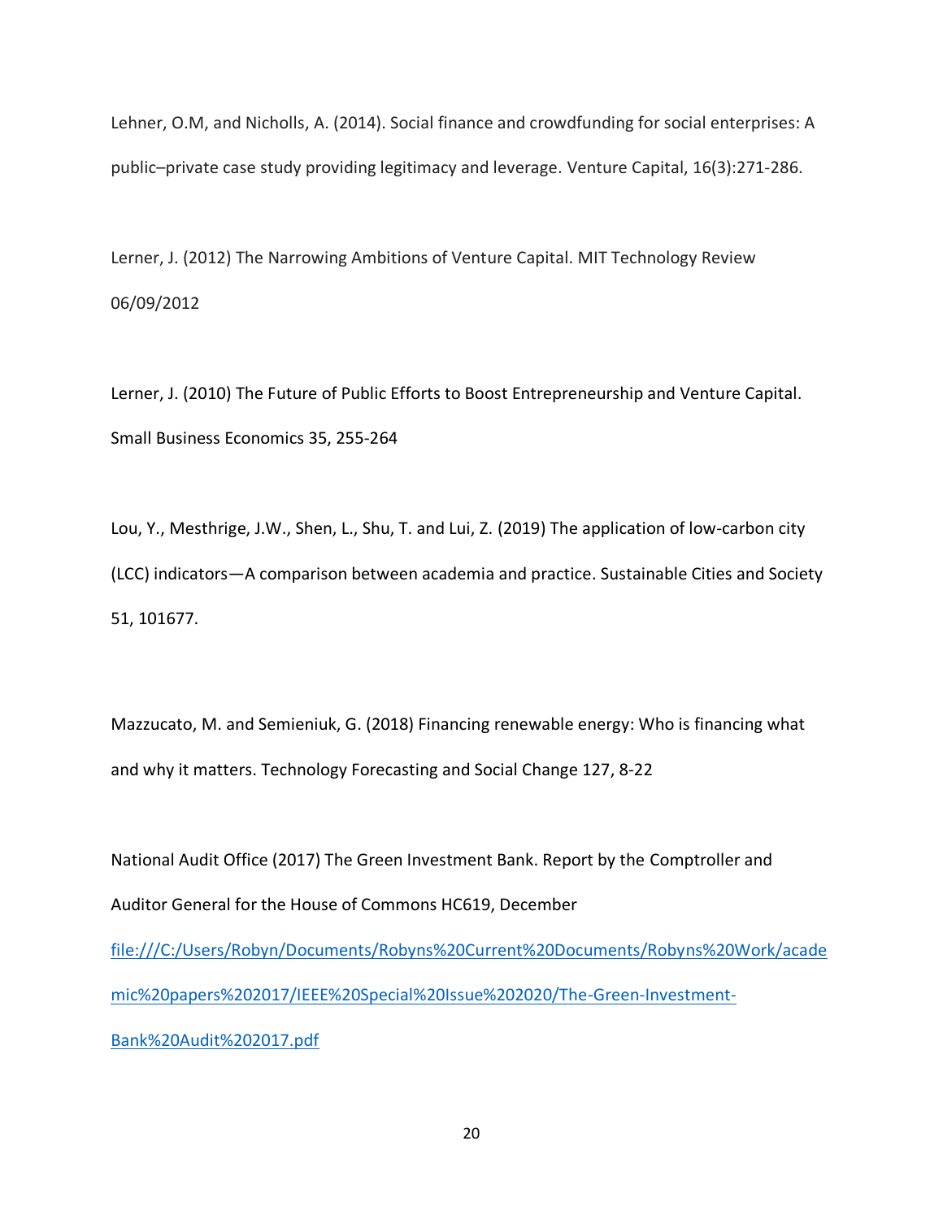Lehner, O.M, and Nicholls, A. (2014). Social finance and crowdfunding for social enterprises: A public–private case study providing legitimacy and leverage. Venture Capital, 16(3):271-286.

Lerner, J. (2012) The Narrowing Ambitions of Venture Capital. MIT Technology Review 06/09/2012

Lerner, J. (2010) The Future of Public Efforts to Boost Entrepreneurship and Venture Capital. Small Business Economics 35, 255-264

Lou, Y., Mesthrige, J.W., Shen, L., Shu, T. and Lui, Z. (2019) The application of low-carbon city (LCC) indicators—A comparison between academia and practice. Sustainable Cities and Society 51, 101677.

Mazzucato, M. and Semieniuk, G. (2018) Financing renewable energy: Who is financing what and why it matters. Technology Forecasting and Social Change 127, 8-22

National Audit Office (2017) The Green Investment Bank. Report by the Comptroller and Auditor General for the House of Commons HC619, December file:///C:/Users/Robyn/Documents/Robyns%20Current%20Documents/Robyns%20Work/academic%20papers%202017/IEEE%20Special%20Issue%202020/The-Green-Investment-Bank%20Audit%202017.pdf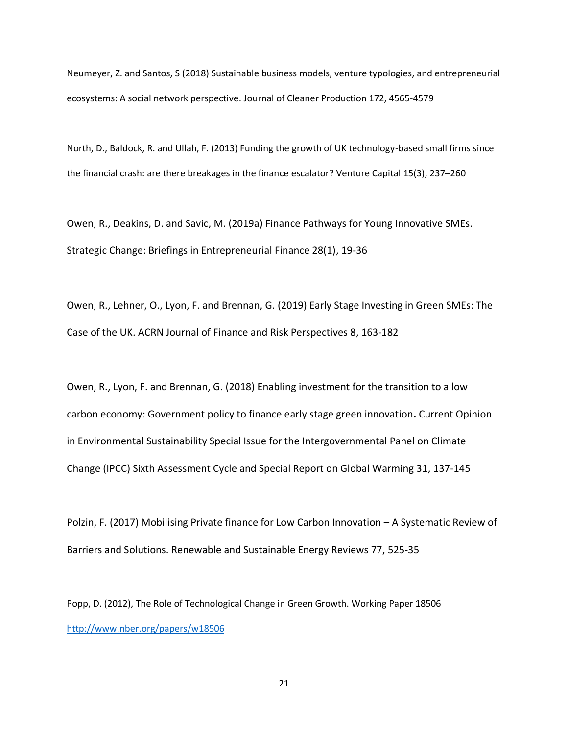Neumeyer, Z. and Santos, S (2018) Sustainable business models, venture typologies, and entrepreneurial ecosystems: A social network perspective. Journal of Cleaner Production 172, 4565-4579

North, D., Baldock, R. and Ullah, F. (2013) Funding the growth of UK technology-based small firms since the financial crash: are there breakages in the finance escalator? Venture Capital 15(3), 237–260

Owen, R., Deakins, D. and Savic, M. (2019a) Finance Pathways for Young Innovative SMEs. Strategic Change: Briefings in Entrepreneurial Finance 28(1), 19-36

Owen, R., Lehner, O., Lyon, F. and Brennan, G. (2019) Early Stage Investing in Green SMEs: The Case of the UK. ACRN Journal of Finance and Risk Perspectives 8, 163-182

Owen, R., Lyon, F. and Brennan, G. (2018) Enabling investment for the transition to a low carbon economy: Government policy to finance early stage green innovation**.** Current Opinion in Environmental Sustainability Special Issue for the Intergovernmental Panel on Climate Change (IPCC) Sixth Assessment Cycle and Special Report on Global Warming 31, 137-145

Polzin, F. (2017) Mobilising Private finance for Low Carbon Innovation – A Systematic Review of Barriers and Solutions. Renewable and Sustainable Energy Reviews 77, 525-35

Popp, D. (2012), The Role of Technological Change in Green Growth. Working Paper 18506 http://www.nber.org/papers/w18506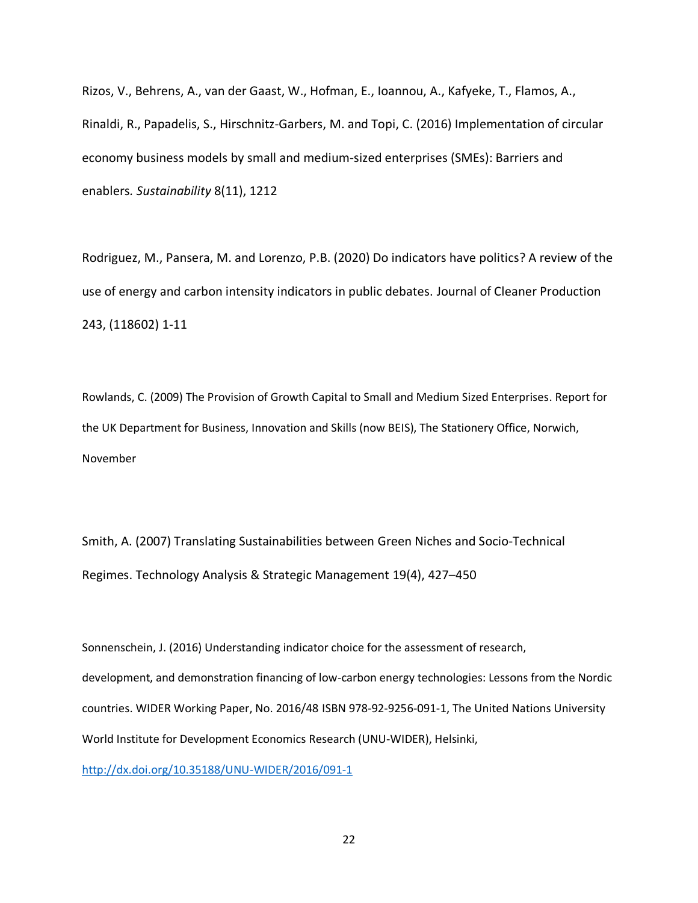Rizos, V., Behrens, A., van der Gaast, W., Hofman, E., Ioannou, A., Kafyeke, T., Flamos, A., Rinaldi, R., Papadelis, S., Hirschnitz-Garbers, M. and Topi, C. (2016) Implementation of circular economy business models by small and medium-sized enterprises (SMEs): Barriers and enablers. *Sustainability* 8(11), 1212

Rodriguez, M., Pansera, M. and Lorenzo, P.B. (2020) Do indicators have politics? A review of the use of energy and carbon intensity indicators in public debates. Journal of Cleaner Production 243, (118602) 1-11

Rowlands, C. (2009) The Provision of Growth Capital to Small and Medium Sized Enterprises. Report for the UK Department for Business, Innovation and Skills (now BEIS), The Stationery Office, Norwich, November

Smith, A. (2007) Translating Sustainabilities between Green Niches and Socio-Technical Regimes. Technology Analysis & Strategic Management 19(4), 427–450

Sonnenschein, J. (2016) Understanding indicator choice for the assessment of research, development, and demonstration financing of low-carbon energy technologies: Lessons from the Nordic countries. WIDER Working Paper, No. 2016/48 ISBN 978-92-9256-091-1, The United Nations University World Institute for Development Economics Research (UNU-WIDER), Helsinki, http://dx.doi.org/10.35188/UNU-WIDER/2016/091-1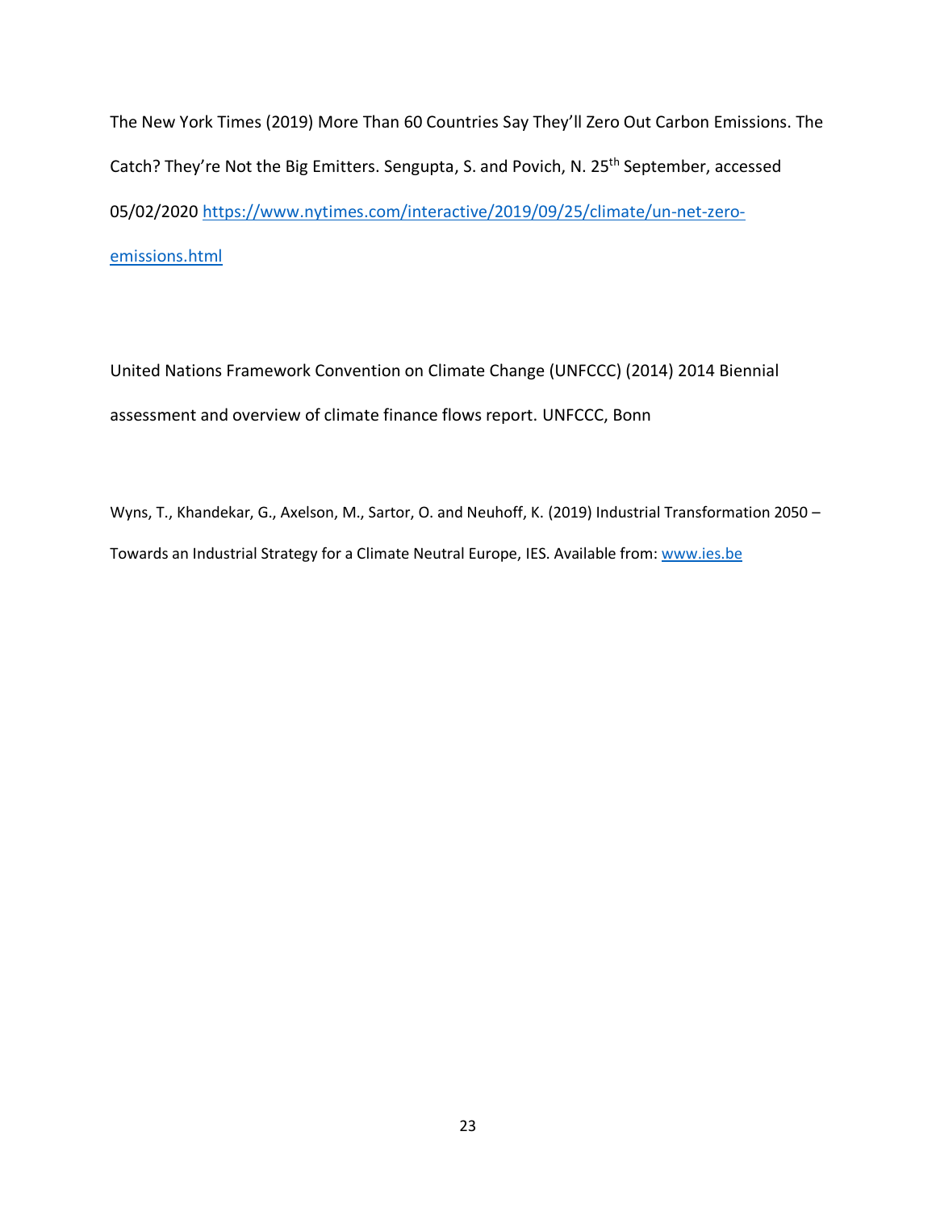The New York Times (2019) More Than 60 Countries Say They'll Zero Out Carbon Emissions. The Catch? They're Not the Big Emitters. Sengupta, S. and Povich, N. 25th September, accessed 05/02/2020 https://www.nytimes.com/interactive/2019/09/25/climate/un-net-zero-emissions.html

United Nations Framework Convention on Climate Change (UNFCCC) (2014) 2014 Biennial assessment and overview of climate finance flows report. UNFCCC, Bonn

Wyns, T., Khandekar, G., Axelson, M., Sartor, O. and Neuhoff, K. (2019) Industrial Transformation 2050 – Towards an Industrial Strategy for a Climate Neutral Europe, IES. Available from: www.ies.be